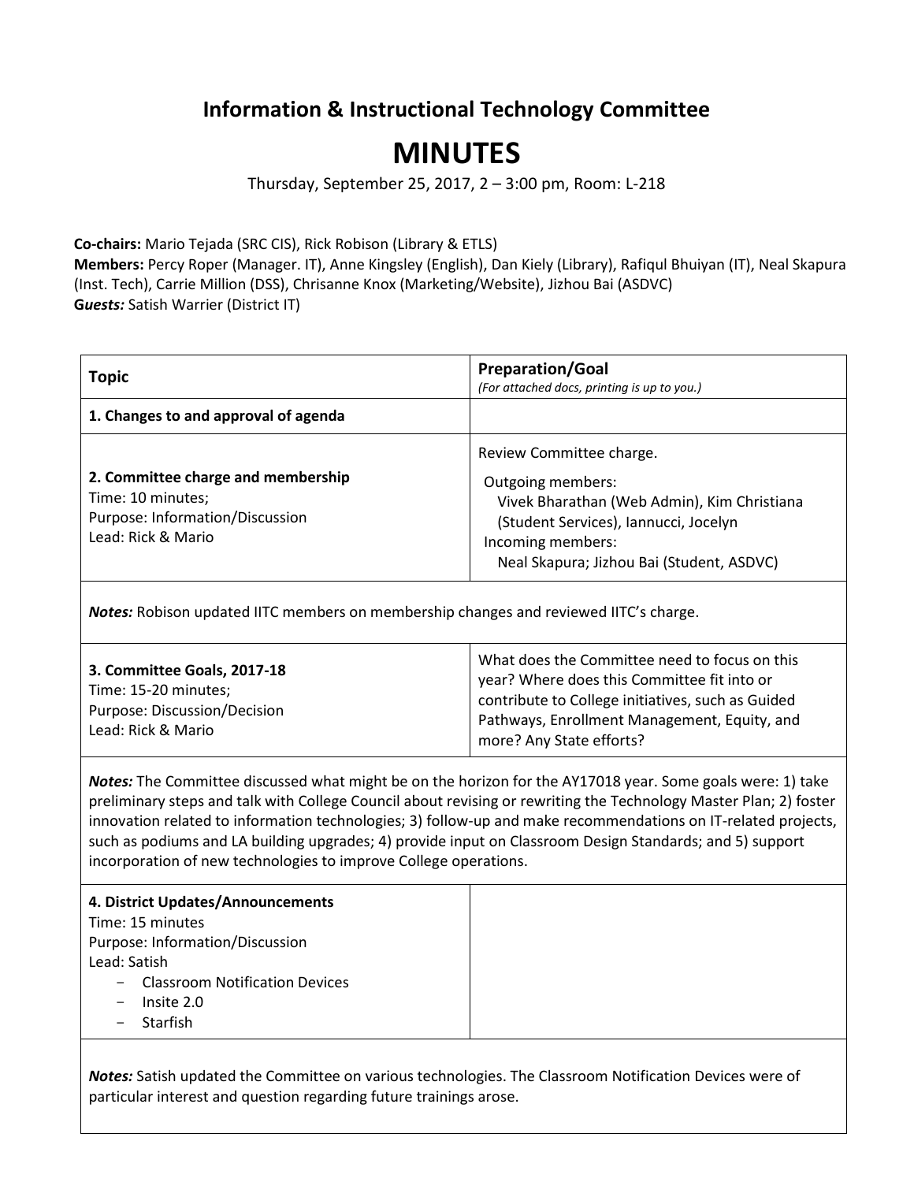# Information & Instructional Technology Committee

# MINUTES

Thursday, September 25, 2017, 2 – 3:00 pm, Room: L-218

**Co-chairs:** Mario Tejada (SRC CIS), Rick Robison (Library & ETLS)
**Members:** Percy Roper (Manager. IT), Anne Kingsley (English), Dan Kiely (Library), Rafiqul Bhuiyan (IT), Neal Skapura (Inst. Tech), Carrie Million (DSS), Chrisanne Knox (Marketing/Website), Jizhou Bai (ASDVC)
***Guests:*** Satish Warrier (District IT)

| **Topic** | **Preparation/Goal** *(For attached docs, printing is up to you.)* |
|---|---|
| **1. Changes to and approval of agenda** | |
| **2. Committee charge and membership** Time: 10 minutes; Purpose: Information/Discussion Lead: Rick & Mario | Review Committee charge. Outgoing members: Vivek Bharathan (Web Admin), Kim Christiana (Student Services), Iannucci, Jocelyn Incoming members: Neal Skapura; Jizhou Bai (Student, ASDVC) |
| ***Notes:*** Robison updated IITC members on membership changes and reviewed IITC's charge. | |
| **3. Committee Goals, 2017-18** Time: 15-20 minutes; Purpose: Discussion/Decision Lead: Rick & Mario | What does the Committee need to focus on this year? Where does this Committee fit into or contribute to College initiatives, such as Guided Pathways, Enrollment Management, Equity, and more? Any State efforts? |
| ***Notes:*** The Committee discussed what might be on the horizon for the AY17018 year. Some goals were: 1) take preliminary steps and talk with College Council about revising or rewriting the Technology Master Plan; 2) foster innovation related to information technologies; 3) follow-up and make recommendations on IT-related projects, such as podiums and LA building upgrades; 4) provide input on Classroom Design Standards; and 5) support incorporation of new technologies to improve College operations. | |
| **4. District Updates/Announcements** Time: 15 minutes Purpose: Information/Discussion Lead: Satish <br>- Classroom Notification Devices <br>- Insite 2.0 <br>- Starfish | |
| ***Notes:*** Satish updated the Committee on various technologies. The Classroom Notification Devices were of particular interest and question regarding future trainings arose. | |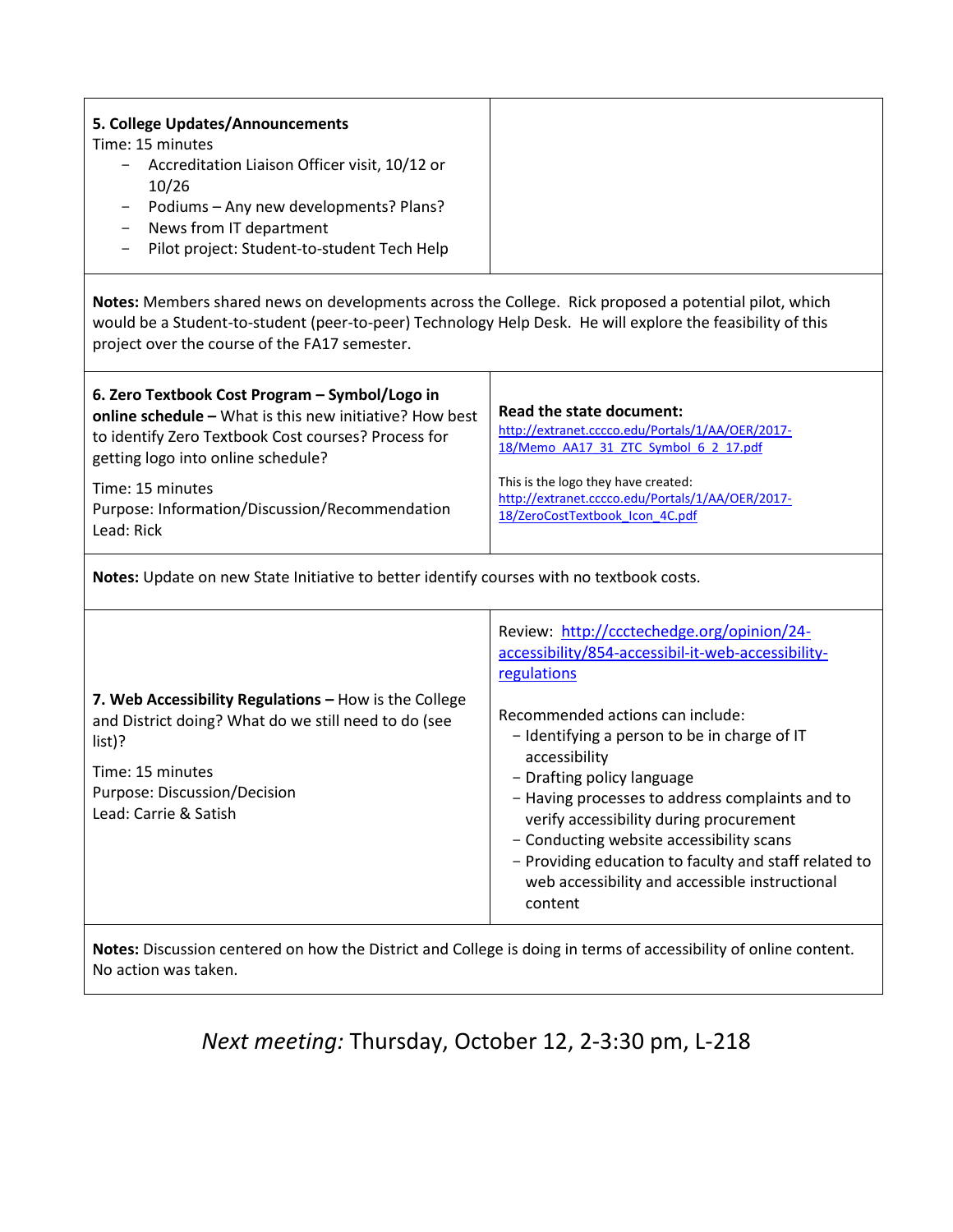| | |
|---|---|
| **5. College Updates/Announcements**<br>Time: 15 minutes<br>− Accreditation Liaison Officer visit, 10/12 or 10/26<br>− Podiums – Any new developments? Plans?<br>− News from IT department<br>− Pilot project: Student-to-student Tech Help | |
| **Notes:** Members shared news on developments across the College. Rick proposed a potential pilot, which would be a Student-to-student (peer-to-peer) Technology Help Desk. He will explore the feasibility of this project over the course of the FA17 semester. | |
| **6. Zero Textbook Cost Program – Symbol/Logo in online schedule –** What is this new initiative? How best to identify Zero Textbook Cost courses? Process for getting logo into online schedule?<br>Time: 15 minutes<br>Purpose: Information/Discussion/Recommendation<br>Lead: Rick | **Read the state document:**<br>http://extranet.cccco.edu/Portals/1/AA/OER/2017-18/Memo_AA17_31_ZTC_Symbol_6_2_17.pdf<br>This is the logo they have created:<br>http://extranet.cccco.edu/Portals/1/AA/OER/2017-18/ZeroCostTextbook_Icon_4C.pdf |
| **Notes:** Update on new State Initiative to better identify courses with no textbook costs. | |
| **7. Web Accessibility Regulations –** How is the College and District doing? What do we still need to do (see list)?<br>Time: 15 minutes<br>Purpose: Discussion/Decision<br>Lead: Carrie & Satish | Review: http://ccctechedge.org/opinion/24-accessibility/854-accessibil-it-web-accessibility-regulations<br>Recommended actions can include:<br>− Identifying a person to be in charge of IT accessibility<br>− Drafting policy language<br>− Having processes to address complaints and to verify accessibility during procurement<br>− Conducting website accessibility scans<br>− Providing education to faculty and staff related to web accessibility and accessible instructional content |
| **Notes:** Discussion centered on how the District and College is doing in terms of accessibility of online content. No action was taken. | |

*Next meeting:* Thursday, October 12, 2-3:30 pm, L-218